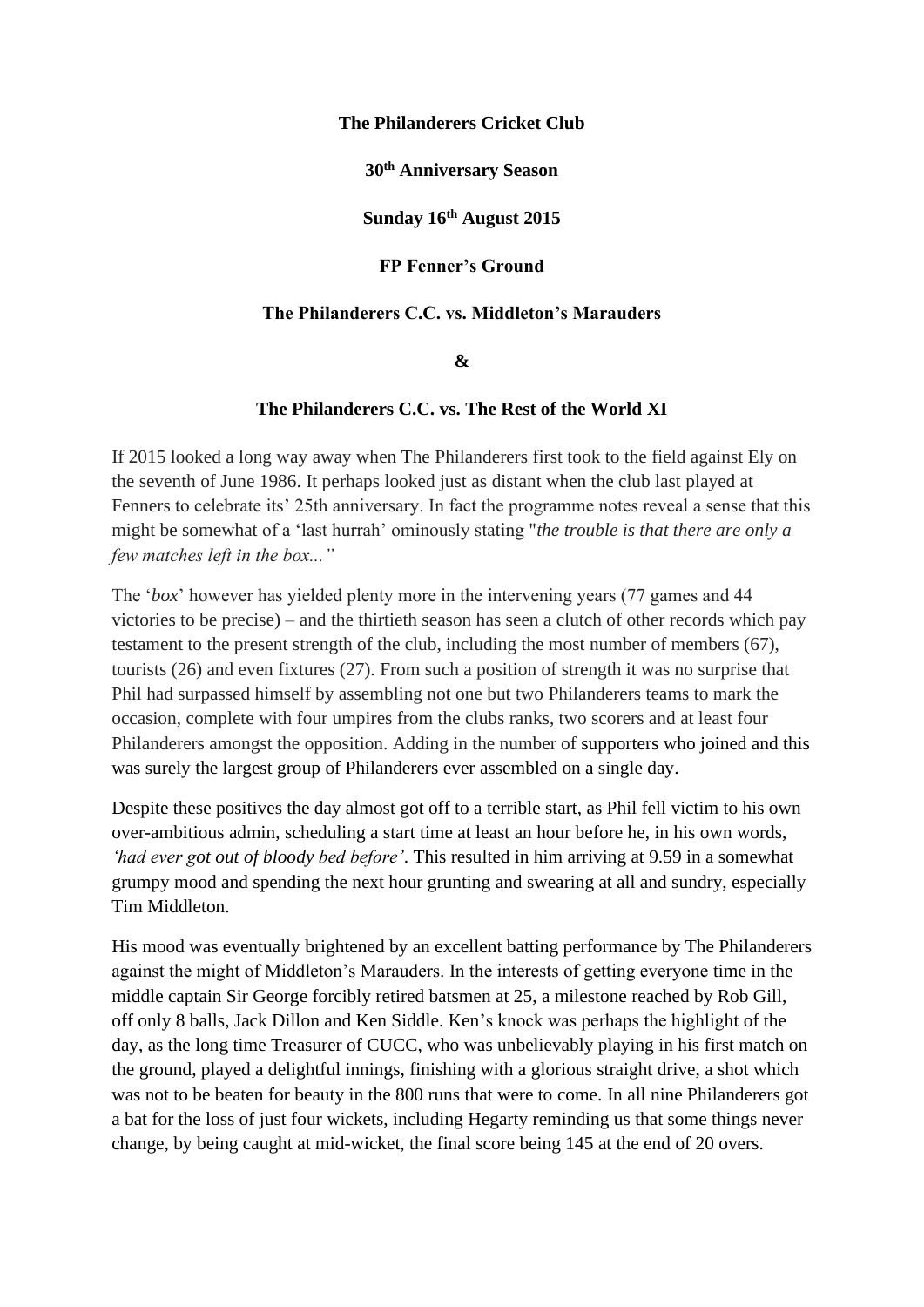**The Philanderers Cricket Club**

**30th Anniversary Season**

**Sunday 16th August 2015**

**FP Fenner's Ground**

**The Philanderers C.C. vs. Middleton's Marauders**

**&**

**The Philanderers C.C. vs. The Rest of the World XI**

If 2015 looked a long way away when The Philanderers first took to the field against Ely on the seventh of June 1986. It perhaps looked just as distant when the club last played at Fenners to celebrate its' 25th anniversary. In fact the programme notes reveal a sense that this might be somewhat of a 'last hurrah' ominously stating "*the trouble is that there are only a few matches left in the box...*"

The '*box*' however has yielded plenty more in the intervening years (77 games and 44 victories to be precise) – and the thirtieth season has seen a clutch of other records which pay testament to the present strength of the club, including the most number of members (67), tourists (26) and even fixtures (27). From such a position of strength it was no surprise that Phil had surpassed himself by assembling not one but two Philanderers teams to mark the occasion, complete with four umpires from the clubs ranks, two scorers and at least four Philanderers amongst the opposition. Adding in the number of supporters who joined and this was surely the largest group of Philanderers ever assembled on a single day.

Despite these positives the day almost got off to a terrible start, as Phil fell victim to his own over-ambitious admin, scheduling a start time at least an hour before he, in his own words, *'had ever got out of bloody bed before'*. This resulted in him arriving at 9.59 in a somewhat grumpy mood and spending the next hour grunting and swearing at all and sundry, especially Tim Middleton.

His mood was eventually brightened by an excellent batting performance by The Philanderers against the might of Middleton's Marauders. In the interests of getting everyone time in the middle captain Sir George forcibly retired batsmen at 25, a milestone reached by Rob Gill, off only 8 balls, Jack Dillon and Ken Siddle. Ken's knock was perhaps the highlight of the day, as the long time Treasurer of CUCC, who was unbelievably playing in his first match on the ground, played a delightful innings, finishing with a glorious straight drive, a shot which was not to be beaten for beauty in the 800 runs that were to come. In all nine Philanderers got a bat for the loss of just four wickets, including Hegarty reminding us that some things never change, by being caught at mid-wicket, the final score being 145 at the end of 20 overs.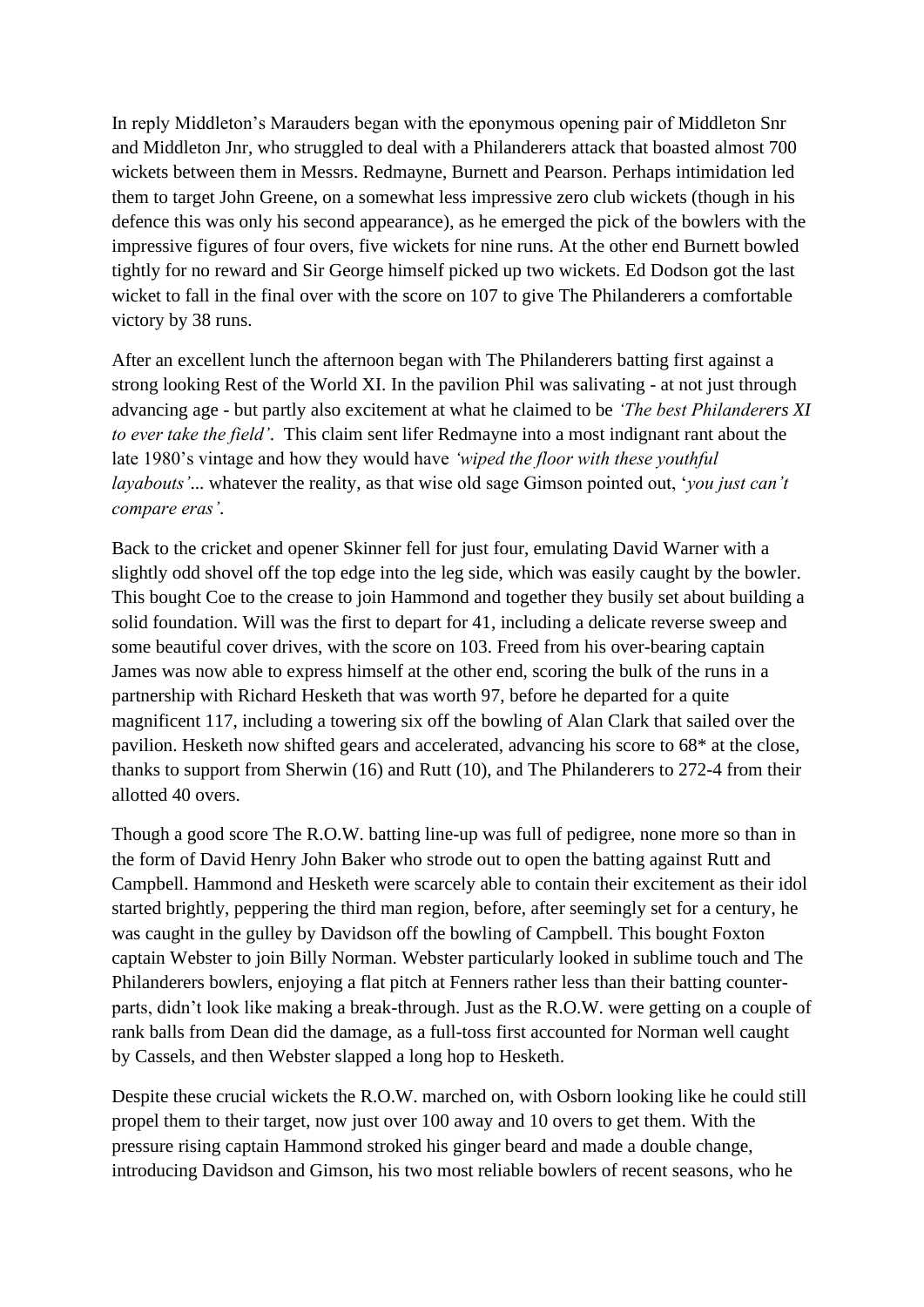In reply Middleton's Marauders began with the eponymous opening pair of Middleton Snr and Middleton Jnr, who struggled to deal with a Philanderers attack that boasted almost 700 wickets between them in Messrs. Redmayne, Burnett and Pearson. Perhaps intimidation led them to target John Greene, on a somewhat less impressive zero club wickets (though in his defence this was only his second appearance), as he emerged the pick of the bowlers with the impressive figures of four overs, five wickets for nine runs. At the other end Burnett bowled tightly for no reward and Sir George himself picked up two wickets. Ed Dodson got the last wicket to fall in the final over with the score on 107 to give The Philanderers a comfortable victory by 38 runs.

After an excellent lunch the afternoon began with The Philanderers batting first against a strong looking Rest of the World XI. In the pavilion Phil was salivating - at not just through advancing age - but partly also excitement at what he claimed to be *'The best Philanderers XI to ever take the field'*. This claim sent lifer Redmayne into a most indignant rant about the late 1980's vintage and how they would have *'wiped the floor with these youthful layabouts'*... whatever the reality, as that wise old sage Gimson pointed out, '*you just can't compare eras'*.

Back to the cricket and opener Skinner fell for just four, emulating David Warner with a slightly odd shovel off the top edge into the leg side, which was easily caught by the bowler. This bought Coe to the crease to join Hammond and together they busily set about building a solid foundation. Will was the first to depart for 41, including a delicate reverse sweep and some beautiful cover drives, with the score on 103. Freed from his over-bearing captain James was now able to express himself at the other end, scoring the bulk of the runs in a partnership with Richard Hesketh that was worth 97, before he departed for a quite magnificent 117, including a towering six off the bowling of Alan Clark that sailed over the pavilion. Hesketh now shifted gears and accelerated, advancing his score to 68* at the close, thanks to support from Sherwin (16) and Rutt (10), and The Philanderers to 272-4 from their allotted 40 overs.

Though a good score The R.O.W. batting line-up was full of pedigree, none more so than in the form of David Henry John Baker who strode out to open the batting against Rutt and Campbell. Hammond and Hesketh were scarcely able to contain their excitement as their idol started brightly, peppering the third man region, before, after seemingly set for a century, he was caught in the gulley by Davidson off the bowling of Campbell. This bought Foxton captain Webster to join Billy Norman. Webster particularly looked in sublime touch and The Philanderers bowlers, enjoying a flat pitch at Fenners rather less than their batting counter-parts, didn't look like making a break-through. Just as the R.O.W. were getting on a couple of rank balls from Dean did the damage, as a full-toss first accounted for Norman well caught by Cassels, and then Webster slapped a long hop to Hesketh.

Despite these crucial wickets the R.O.W. marched on, with Osborn looking like he could still propel them to their target, now just over 100 away and 10 overs to get them. With the pressure rising captain Hammond stroked his ginger beard and made a double change, introducing Davidson and Gimson, his two most reliable bowlers of recent seasons, who he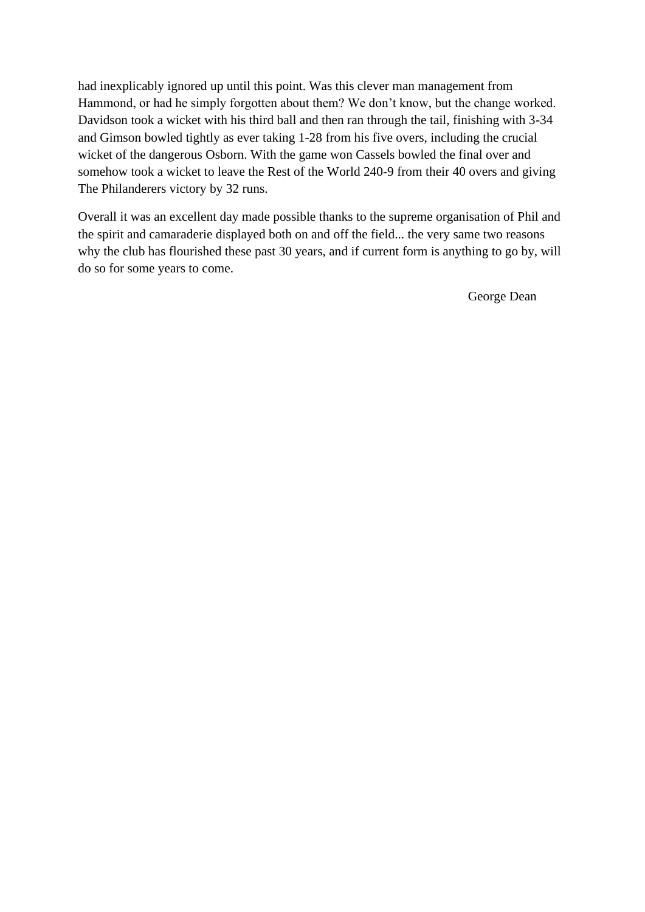had inexplicably ignored up until this point. Was this clever man management from Hammond, or had he simply forgotten about them? We don't know, but the change worked. Davidson took a wicket with his third ball and then ran through the tail, finishing with 3-34 and Gimson bowled tightly as ever taking 1-28 from his five overs, including the crucial wicket of the dangerous Osborn. With the game won Cassels bowled the final over and somehow took a wicket to leave the Rest of the World 240-9 from their 40 overs and giving The Philanderers victory by 32 runs.

Overall it was an excellent day made possible thanks to the supreme organisation of Phil and the spirit and camaraderie displayed both on and off the field... the very same two reasons why the club has flourished these past 30 years, and if current form is anything to go by, will do so for some years to come.

George Dean